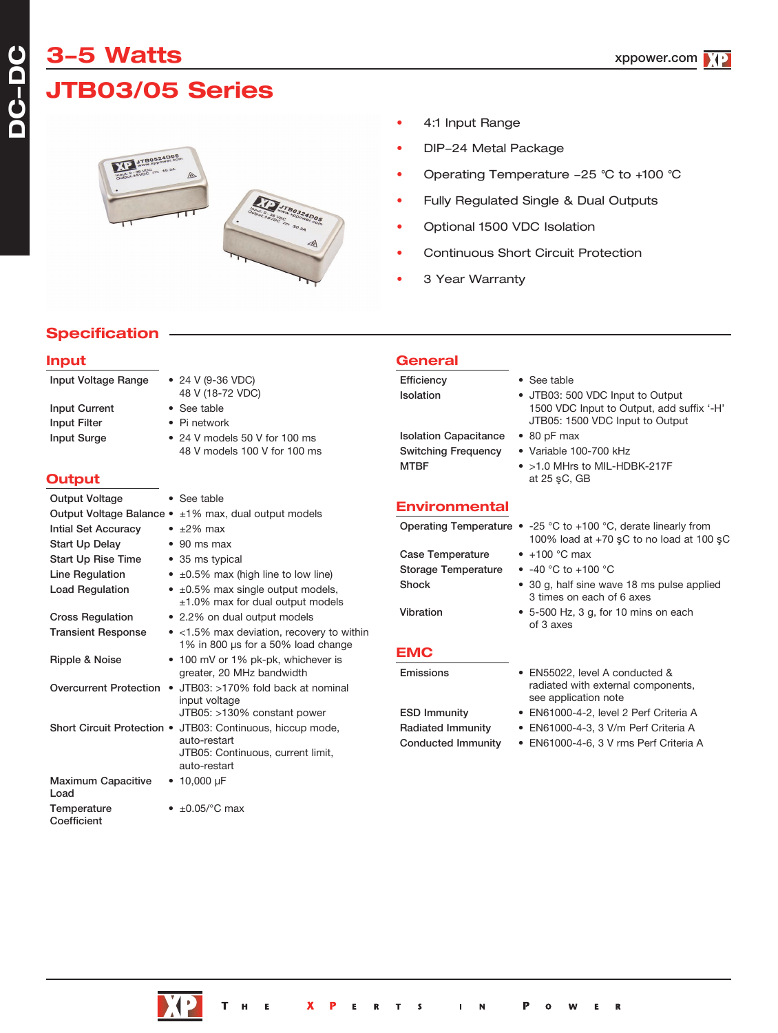# 3-5 Watts

# JTB03/05 Series

- 4:1 Input Range
- DIP-24 Metal Package
- Operating Temperature -25 °C to +100 °C
- Fully Regulated Single & Dual Outputs
- Optional 1500 VDC Isolation
- Continuous Short Circuit Protection
- 3 Year Warranty

## Specification

### Input

| | |
|---|---|
| Input Voltage Range | • 24 V (9-36 VDC)<br>48 V (18-72 VDC) |
| Input Current | • See table |
| Input Filter | • Pi network |
| Input Surge | • 24 V models 50 V for 100 ms<br>48 V models 100 V for 100 ms |

### Output

| | |
|---|---|
| Output Voltage | • See table |
| Output Voltage Balance | • ±1% max, dual output models |
| Intial Set Accuracy | • ±2% max |
| Start Up Delay | • 90 ms max |
| Start Up Rise Time | • 35 ms typical |
| Line Regulation | • ±0.5% max (high line to low line) |
| Load Regulation | • ±0.5% max single output models,<br>±1.0% max for dual output models |
| Cross Regulation | • 2.2% on dual output models |
| Transient Response | • <1.5% max deviation, recovery to within 1% in 800 µs for a 50% load change |
| Ripple & Noise | • 100 mV or 1% pk-pk, whichever is greater, 20 MHz bandwidth |
| Overcurrent Protection | • JTB03: >170% fold back at nominal input voltage<br>JTB05: >130% constant power |
| Short Circuit Protection | • JTB03: Continuous, hiccup mode, auto-restart<br>JTB05: Continuous, current limit, auto-restart |
| Maximum Capacitive Load | • 10,000 µF |
| Temperature Coefficient | • ±0.05/°C max |

### General

| | |
|---|---|
| Efficiency | • See table |
| Isolation | • JTB03: 500 VDC Input to Output<br>1500 VDC Input to Output, add suffix '-H'<br>JTB05: 1500 VDC Input to Output |
| Isolation Capacitance | • 80 pF max |
| Switching Frequency | • Variable 100-700 kHz |
| MTBF | • >1.0 MHrs to MIL-HDBK-217F at 25 ºC, GB |

### Environmental

| | |
|---|---|
| Operating Temperature | • -25 °C to +100 °C, derate linearly from 100% load at +70 ºC to no load at 100 ºC |
| Case Temperature | • +100 °C max |
| Storage Temperature | • -40 °C to +100 °C |
| Shock | • 30 g, half sine wave 18 ms pulse applied 3 times on each of 6 axes |
| Vibration | • 5-500 Hz, 3 g, for 10 mins on each of 3 axes |

### EMC

| | |
|---|---|
| Emissions | • EN55022, level A conducted & radiated with external components, see application note |
| ESD Immunity | • EN61000-4-2, level 2 Perf Criteria A |
| Radiated Immunity | • EN61000-4-3, 3 V/m Perf Criteria A |
| Conducted Immunity | • EN61000-4-6, 3 V rms Perf Criteria A |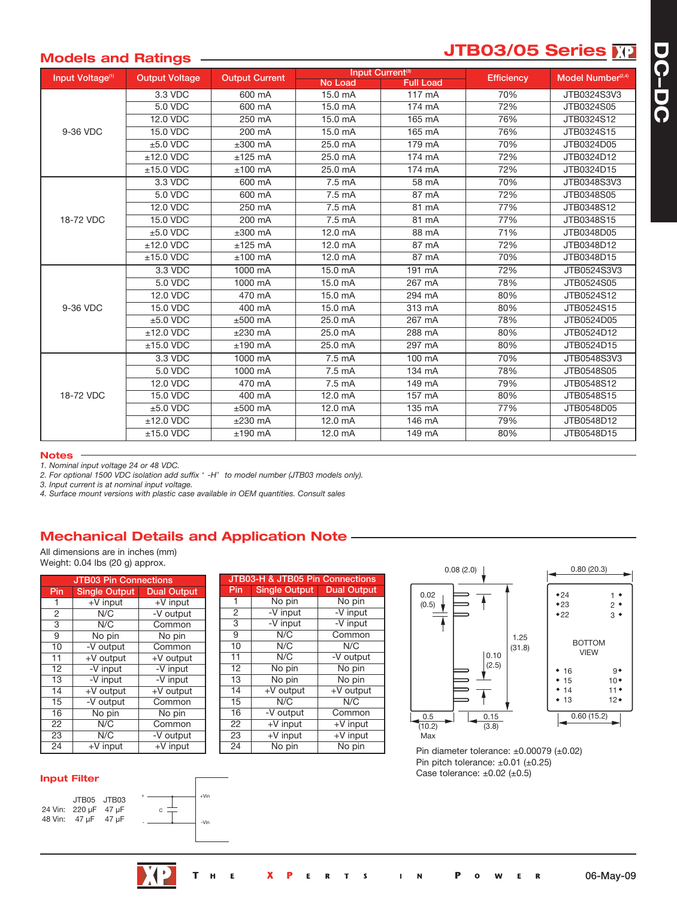## Models and Ratings

# JTB03/05 Series

| Input Voltage[1] | Output Voltage | Output Current | Input Current[3] | | Efficiency | Model Number[2,4] |
|---|---|---|---|---|---|---|
| | | | No Load | Full Load | | |
| 9-36 VDC | 3.3 VDC | 600 mA | 15.0 mA | 117 mA | 70% | JTB0324S3V3 |
| | 5.0 VDC | 600 mA | 15.0 mA | 174 mA | 72% | JTB0324S05 |
| | 12.0 VDC | 250 mA | 15.0 mA | 165 mA | 76% | JTB0324S12 |
| | 15.0 VDC | 200 mA | 15.0 mA | 165 mA | 76% | JTB0324S15 |
| | ±5.0 VDC | ±300 mA | 25.0 mA | 179 mA | 70% | JTB0324D05 |
| | ±12.0 VDC | ±125 mA | 25.0 mA | 174 mA | 72% | JTB0324D12 |
| | ±15.0 VDC | ±100 mA | 25.0 mA | 174 mA | 72% | JTB0324D15 |
| 18-72 VDC | 3.3 VDC | 600 mA | 7.5 mA | 58 mA | 70% | JTB0348S3V3 |
| | 5.0 VDC | 600 mA | 7.5 mA | 87 mA | 72% | JTB0348S05 |
| | 12.0 VDC | 250 mA | 7.5 mA | 81 mA | 77% | JTB0348S12 |
| | 15.0 VDC | 200 mA | 7.5 mA | 81 mA | 77% | JTB0348S15 |
| | ±5.0 VDC | ±300 mA | 12.0 mA | 88 mA | 71% | JTB0348D05 |
| | ±12.0 VDC | ±125 mA | 12.0 mA | 87 mA | 72% | JTB0348D12 |
| | ±15.0 VDC | ±100 mA | 12.0 mA | 87 mA | 70% | JTB0348D15 |
| 9-36 VDC | 3.3 VDC | 1000 mA | 15.0 mA | 191 mA | 72% | JTB0524S3V3 |
| | 5.0 VDC | 1000 mA | 15.0 mA | 267 mA | 78% | JTB0524S05 |
| | 12.0 VDC | 470 mA | 15.0 mA | 294 mA | 80% | JTB0524S12 |
| | 15.0 VDC | 400 mA | 15.0 mA | 313 mA | 80% | JTB0524S15 |
| | ±5.0 VDC | ±500 mA | 25.0 mA | 267 mA | 78% | JTB0524D05 |
| | ±12.0 VDC | ±230 mA | 25.0 mA | 288 mA | 80% | JTB0524D12 |
| | ±15.0 VDC | ±190 mA | 25.0 mA | 297 mA | 80% | JTB0524D15 |
| 18-72 VDC | 3.3 VDC | 1000 mA | 7.5 mA | 100 mA | 70% | JTB0548S3V3 |
| | 5.0 VDC | 1000 mA | 7.5 mA | 134 mA | 78% | JTB0548S05 |
| | 12.0 VDC | 470 mA | 7.5 mA | 149 mA | 79% | JTB0548S12 |
| | 15.0 VDC | 400 mA | 12.0 mA | 157 mA | 80% | JTB0548S15 |
| | ±5.0 VDC | ±500 mA | 12.0 mA | 135 mA | 77% | JTB0548D05 |
| | ±12.0 VDC | ±230 mA | 12.0 mA | 146 mA | 79% | JTB0548D12 |
| | ±15.0 VDC | ±190 mA | 12.0 mA | 149 mA | 80% | JTB0548D15 |

### Notes

*1. Nominal input voltage 24 or 48 VDC.*
*2. For optional 1500 VDC isolation add suffix ' -H' to model number (JTB03 models only).*
*3. Input current is at nominal input voltage.*
*4. Surface mount versions with plastic case available in OEM quantities. Consult sales*

## Mechanical Details and Application Note

All dimensions are in inches (mm)
Weight: 0.04 lbs (20 g) approx.

**JTB03 Pin Connections**

| Pin | Single Output | Dual Output |
|---|---|---|
| 1 | +V input | +V input |
| 2 | N/C | -V output |
| 3 | N/C | Common |
| 9 | No pin | No pin |
| 10 | -V output | Common |
| 11 | +V output | +V output |
| 12 | -V input | -V input |
| 13 | -V input | -V input |
| 14 | +V output | +V output |
| 15 | -V output | Common |
| 16 | No pin | No pin |
| 22 | N/C | Common |
| 23 | N/C | -V output |
| 24 | +V input | +V input |

**JTB03-H & JTB05 Pin Connections**

| Pin | Single Output | Dual Output |
|---|---|---|
| 1 | No pin | No pin |
| 2 | -V input | -V input |
| 3 | -V input | -V input |
| 9 | N/C | Common |
| 10 | N/C | N/C |
| 11 | N/C | -V output |
| 12 | No pin | No pin |
| 13 | No pin | No pin |
| 14 | +V output | +V output |
| 15 | N/C | N/C |
| 16 | -V output | Common |
| 22 | +V input | +V input |
| 23 | +V input | +V input |
| 24 | No pin | No pin |

0.08 (2.0)
0.02 (0.5)
1.25 (31.8)
0.10 (2.5)
0.5 (10.2) Max
0.15 (3.8)
0.80 (20.3)
BOTTOM VIEW
24 23 22 1 2 3 16 15 14 13 9 10 11 12
0.60 (15.2)

Pin diameter tolerance: ±0.00079 (±0.02)
Pin pitch tolerance: ±0.01 (±0.25)
Case tolerance: ±0.02 (±0.5)

### Input Filter

| | JTB05 | JTB03 |
|---|---|---|
| 24 Vin: | 220 µF | 47 µF |
| 48 Vin: | 47 µF | 47 µF |

+ C - +Vin -Vin

06-May-09